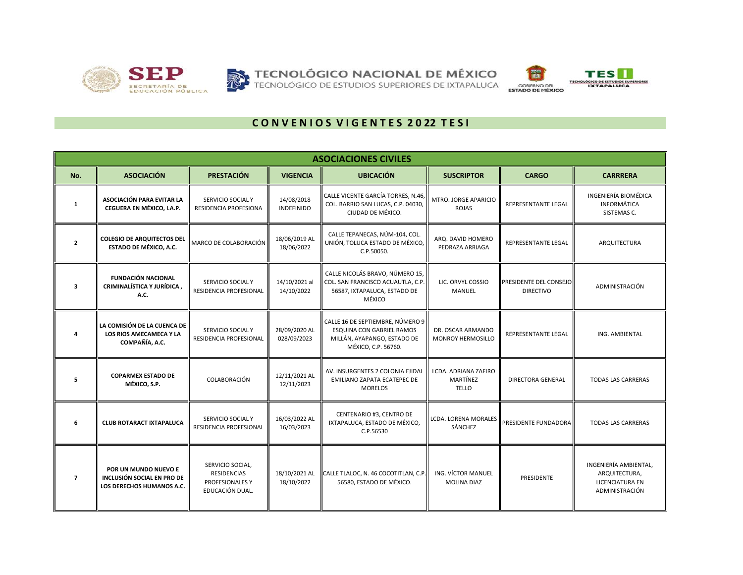# C O N V E N I O S V I G E N T E S 2022 T E S I

| ASOCIACIONES CIVILES | | | | | | | |
|---|---|---|---|---|---|---|---|
| **No.** | **ASOCIACIÓN** | **PRESTACIÓN** | **VIGENCIA** | **UBICACIÓN** | **SUSCRIPTOR** | **CARGO** | **CARRRERA** |
| 1 | **ASOCIACIÓN PARA EVITAR LA CEGUERA EN MÉXICO, I.A.P.** | SERVICIO SOCIAL Y RESIDENCIA PROFESIONA | 14/08/2018 INDEFINIDO | CALLE VICENTE GARCÍA TORRES, N.46, COL. BARRIO SAN LUCAS, C.P. 04030, CIUDAD DE MÉXICO. | MTRO. JORGE APARICIO ROJAS | REPRESENTANTE LEGAL | INGENIERÍA BIOMÉDICA INFORMÁTICA SISTEMAS C. |
| 2 | **COLEGIO DE ARQUITECTOS DEL ESTADO DE MÉXICO, A.C.** | MARCO DE COLABORACIÓN | 18/06/2019 AL 18/06/2022 | CALLE TEPANECAS, NÚM-104, COL. UNIÓN, TOLUCA ESTADO DE MÉXICO, C.P.50050. | ARQ. DAVID HOMERO PEDRAZA ARRIAGA | REPRESENTANTE LEGAL | ARQUITECTURA |
| 3 | **FUNDACIÓN NACIONAL CRIMINALÍSTICA Y JURÍDICA , A.C.** | SERVICIO SOCIAL Y RESIDENCIA PROFESIONAL | 14/10/2021 al 14/10/2022 | CALLE NICOLÁS BRAVO, NÚMERO 15, COL. SAN FRANCISCO ACUAUTLA, C.P. 56587, IXTAPALUCA, ESTADO DE MÉXICO | LIC. ORVYL COSSIO MANUEL | PRESIDENTE DEL CONSEJO DIRECTIVO | ADMINISTRACIÓN |
| 4 | **LA COMISIÓN DE LA CUENCA DE LOS RIOS AMECAMECA Y LA COMPAÑÍA, A.C.** | SERVICIO SOCIAL Y RESIDENCIA PROFESIONAL | 28/09/2020 AL 028/09/2023 | CALLE 16 DE SEPTIEMBRE, NÚMERO 9 ESQUINA CON GABRIEL RAMOS MILLÁN, AYAPANGO, ESTADO DE MÉXICO, C.P. 56760. | DR. OSCAR ARMANDO MONROY HERMOSILLO | REPRESENTANTE LEGAL | ING. AMBIENTAL |
| 5 | **COPARMEX ESTADO DE MÉXICO, S.P.** | COLABORACIÓN | 12/11/2021 AL 12/11/2023 | AV. INSURGENTES 2 COLONIA EJIDAL EMILIANO ZAPATA ECATEPEC DE MORELOS | LCDA. ADRIANA ZAFIRO MARTÍNEZ TELLO | DIRECTORA GENERAL | TODAS LAS CARRERAS |
| 6 | **CLUB ROTARACT IXTAPALUCA** | SERVICIO SOCIAL Y RESIDENCIA PROFESIONAL | 16/03/2022 AL 16/03/2023 | CENTENARIO #3, CENTRO DE IXTAPALUCA, ESTADO DE MÉXICO, C.P.56530 | LCDA. LORENA MORALES SÁNCHEZ | PRESIDENTE FUNDADORA | TODAS LAS CARRERAS |
| 7 | **POR UN MUNDO NUEVO E INCLUSIÓN SOCIAL EN PRO DE LOS DERECHOS HUMANOS A.C.** | SERVICIO SOCIAL, RESIDENCIAS PROFESIONALES Y EDUCACIÓN DUAL. | 18/10/2021 AL 18/10/2022 | CALLE TLALOC, N. 46 COCOTITLAN, C.P. 56580, ESTADO DE MÉXICO. | ING. VÍCTOR MANUEL MOLINA DIAZ | PRESIDENTE | INGENIERÍA AMBIENTAL, ARQUITECTURA, LICENCIATURA EN ADMINISTRACIÓN |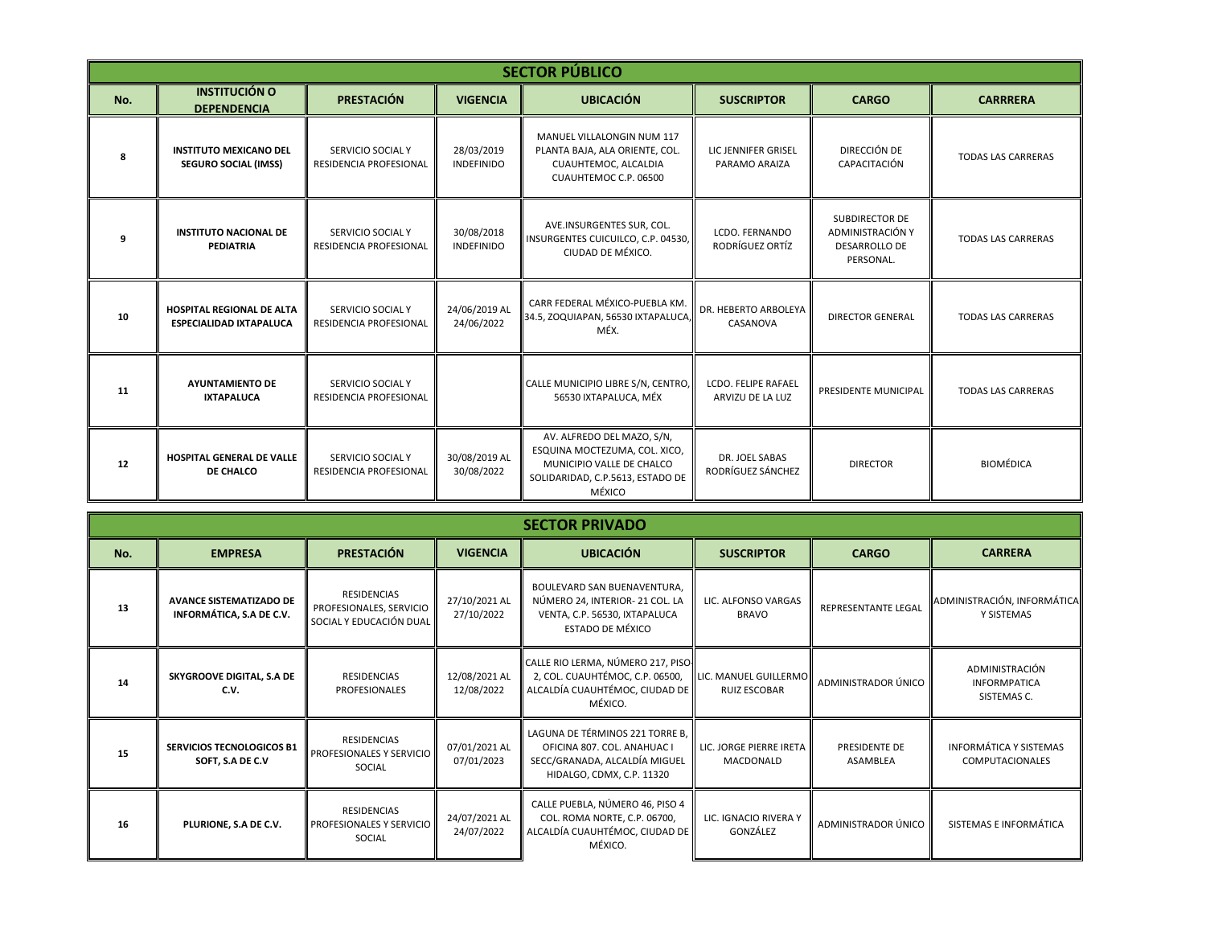## SECTOR PÚBLICO

| No. | INSTITUCIÓN O DEPENDENCIA | PRESTACIÓN | VIGENCIA | UBICACIÓN | SUSCRIPTOR | CARGO | CARRRERA |
|---|---|---|---|---|---|---|---|
| 8 | **INSTITUTO MEXICANO DEL SEGURO SOCIAL (IMSS)** | SERVICIO SOCIAL Y RESIDENCIA PROFESIONAL | 28/03/2019 INDEFINIDO | MANUEL VILLALONGIN NUM 117 PLANTA BAJA, ALA ORIENTE, COL. CUAUHTEMOC, ALCALDIA CUAUHTEMOC C.P. 06500 | LIC JENNIFER GRISEL PARAMO ARAIZA | DIRECCIÓN DE CAPACITACIÓN | TODAS LAS CARRERAS |
| 9 | **INSTITUTO NACIONAL DE PEDIATRIA** | SERVICIO SOCIAL Y RESIDENCIA PROFESIONAL | 30/08/2018 INDEFINIDO | AVE.INSURGENTES SUR, COL. INSURGENTES CUICUILCO, C.P. 04530, CIUDAD DE MÉXICO. | LCDO. FERNANDO RODRÍGUEZ ORTÍZ | SUBDIRECTOR DE ADMINISTRACIÓN Y DESARROLLO DE PERSONAL. | TODAS LAS CARRERAS |
| 10 | **HOSPITAL REGIONAL DE ALTA ESPECIALIDAD IXTAPALUCA** | SERVICIO SOCIAL Y RESIDENCIA PROFESIONAL | 24/06/2019 AL 24/06/2022 | CARR FEDERAL MÉXICO-PUEBLA KM. 34.5, ZOQUIAPAN, 56530 IXTAPALUCA, MÉX. | DR. HEBERTO ARBOLEYA CASANOVA | DIRECTOR GENERAL | TODAS LAS CARRERAS |
| 11 | **AYUNTAMIENTO DE IXTAPALUCA** | SERVICIO SOCIAL Y RESIDENCIA PROFESIONAL | | CALLE MUNICIPIO LIBRE S/N, CENTRO, 56530 IXTAPALUCA, MÉX | LCDO. FELIPE RAFAEL ARVIZU DE LA LUZ | PRESIDENTE MUNICIPAL | TODAS LAS CARRERAS |
| 12 | **HOSPITAL GENERAL DE VALLE DE CHALCO** | SERVICIO SOCIAL Y RESIDENCIA PROFESIONAL | 30/08/2019 AL 30/08/2022 | AV. ALFREDO DEL MAZO, S/N, ESQUINA MOCTEZUMA, COL. XICO, MUNICIPIO VALLE DE CHALCO SOLIDARIDAD, C.P.5613, ESTADO DE MÉXICO | DR. JOEL SABAS RODRÍGUEZ SÁNCHEZ | DIRECTOR | BIOMÉDICA |

## SECTOR PRIVADO

| No. | EMPRESA | PRESTACIÓN | VIGENCIA | UBICACIÓN | SUSCRIPTOR | CARGO | CARRERA |
|---|---|---|---|---|---|---|---|
| 13 | **AVANCE SISTEMATIZADO DE INFORMÁTICA, S.A DE C.V.** | RESIDENCIAS PROFESIONALES, SERVICIO SOCIAL Y EDUCACIÓN DUAL | 27/10/2021 AL 27/10/2022 | BOULEVARD SAN BUENAVENTURA, NÚMERO 24, INTERIOR- 21 COL. LA VENTA, C.P. 56530, IXTAPALUCA ESTADO DE MÉXICO | LIC. ALFONSO VARGAS BRAVO | REPRESENTANTE LEGAL | ADMINISTRACIÓN, INFORMÁTICA Y SISTEMAS |
| 14 | **SKYGROOVE DIGITAL, S.A DE C.V.** | RESIDENCIAS PROFESIONALES | 12/08/2021 AL 12/08/2022 | CALLE RIO LERMA, NÚMERO 217, PISO-2, COL. CUAUHTÉMOC, C.P. 06500, ALCALDÍA CUAUHTÉMOC, CIUDAD DE MÉXICO. | LIC. MANUEL GUILLERMO RUIZ ESCOBAR | ADMINISTRADOR ÚNICO | ADMINISTRACIÓN INFORMPATICA SISTEMAS C. |
| 15 | **SERVICIOS TECNOLOGICOS B1 SOFT, S.A DE C.V** | RESIDENCIAS PROFESIONALES Y SERVICIO SOCIAL | 07/01/2021 AL 07/01/2023 | LAGUNA DE TÉRMINOS 221 TORRE B, OFICINA 807. COL. ANAHUAC I SECC/GRANADA, ALCALDÍA MIGUEL HIDALGO, CDMX, C.P. 11320 | LIC. JORGE PIERRE IRETA MACDONALD | PRESIDENTE DE ASAMBLEA | INFORMÁTICA Y SISTEMAS COMPUTACIONALES |
| 16 | **PLURIONE, S.A DE C.V.** | RESIDENCIAS PROFESIONALES Y SERVICIO SOCIAL | 24/07/2021 AL 24/07/2022 | CALLE PUEBLA, NÚMERO 46, PISO 4 COL. ROMA NORTE, C.P. 06700, ALCALDÍA CUAUHTÉMOC, CIUDAD DE MÉXICO. | LIC. IGNACIO RIVERA Y GONZÁLEZ | ADMINISTRADOR ÚNICO | SISTEMAS E INFORMÁTICA |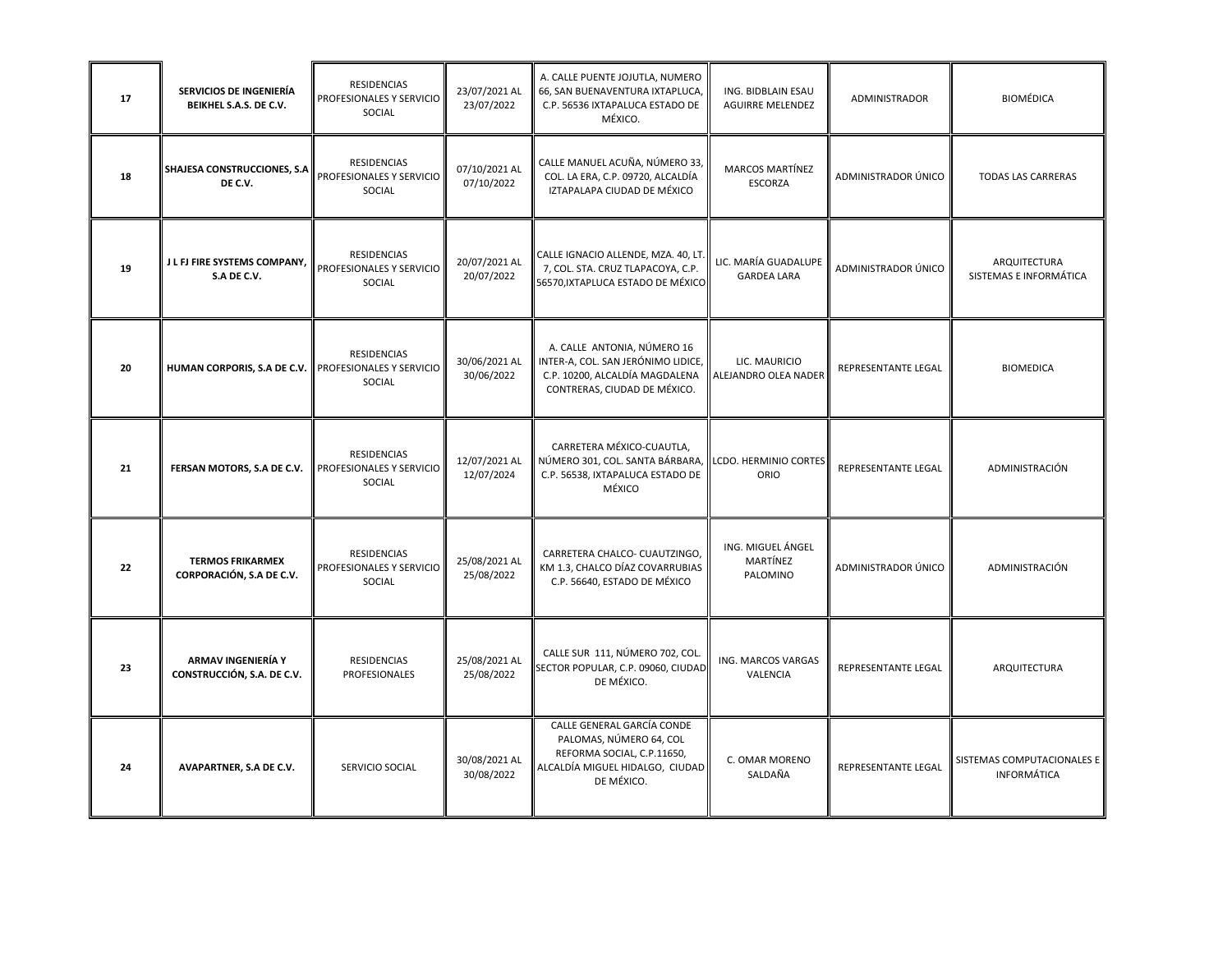| 17 | **SERVICIOS DE INGENIERÍA BEIKHEL S.A.S. DE C.V.** | RESIDENCIAS PROFESIONALES Y SERVICIO SOCIAL | 23/07/2021 AL 23/07/2022 | A. CALLE PUENTE JOJUTLA, NUMERO 66, SAN BUENAVENTURA IXTAPLUCA, C.P. 56536 IXTAPALUCA ESTADO DE MÉXICO. | ING. BIDBLAIN ESAU AGUIRRE MELENDEZ | ADMINISTRADOR | BIOMÉDICA |
|---|---|---|---|---|---|---|---|
| 18 | **SHAJESA CONSTRUCCIONES, S.A DE C.V.** | RESIDENCIAS PROFESIONALES Y SERVICIO SOCIAL | 07/10/2021 AL 07/10/2022 | CALLE MANUEL ACUÑA, NÚMERO 33, COL. LA ERA, C.P. 09720, ALCALDÍA IZTAPALAPA CIUDAD DE MÉXICO | MARCOS MARTÍNEZ ESCORZA | ADMINISTRADOR ÚNICO | TODAS LAS CARRERAS |
| 19 | **J L FJ FIRE SYSTEMS COMPANY, S.A DE C.V.** | RESIDENCIAS PROFESIONALES Y SERVICIO SOCIAL | 20/07/2021 AL 20/07/2022 | CALLE IGNACIO ALLENDE, MZA. 40, LT. 7, COL. STA. CRUZ TLAPACOYA, C.P. 56570,IXTAPLUCA ESTADO DE MÉXICO | LIC. MARÍA GUADALUPE GARDEA LARA | ADMINISTRADOR ÚNICO | ARQUITECTURA SISTEMAS E INFORMÁTICA |
| 20 | **HUMAN CORPORIS, S.A DE C.V.** | RESIDENCIAS PROFESIONALES Y SERVICIO SOCIAL | 30/06/2021 AL 30/06/2022 | A. CALLE ANTONIA, NÚMERO 16 INTER-A, COL. SAN JERÓNIMO LIDICE, C.P. 10200, ALCALDÍA MAGDALENA CONTRERAS, CIUDAD DE MÉXICO. | LIC. MAURICIO ALEJANDRO OLEA NADER | REPRESENTANTE LEGAL | BIOMEDICA |
| 21 | **FERSAN MOTORS, S.A DE C.V.** | RESIDENCIAS PROFESIONALES Y SERVICIO SOCIAL | 12/07/2021 AL 12/07/2024 | CARRETERA MÉXICO-CUAUTLA, NÚMERO 301, COL. SANTA BÁRBARA, C.P. 56538, IXTAPALUCA ESTADO DE MÉXICO | LCDO. HERMINIO CORTES ORIO | REPRESENTANTE LEGAL | ADMINISTRACIÓN |
| 22 | **TERMOS FRIKARMEX CORPORACIÓN, S.A DE C.V.** | RESIDENCIAS PROFESIONALES Y SERVICIO SOCIAL | 25/08/2021 AL 25/08/2022 | CARRETERA CHALCO- CUAUTZINGO, KM 1.3, CHALCO DÍAZ COVARRUBIAS C.P. 56640, ESTADO DE MÉXICO | ING. MIGUEL ÁNGEL MARTÍNEZ PALOMINO | ADMINISTRADOR ÚNICO | ADMINISTRACIÓN |
| 23 | **ARMAV INGENIERÍA Y CONSTRUCCIÓN, S.A. DE C.V.** | RESIDENCIAS PROFESIONALES | 25/08/2021 AL 25/08/2022 | CALLE SUR 111, NÚMERO 702, COL. SECTOR POPULAR, C.P. 09060, CIUDAD DE MÉXICO. | ING. MARCOS VARGAS VALENCIA | REPRESENTANTE LEGAL | ARQUITECTURA |
| 24 | **AVAPARTNER, S.A DE C.V.** | SERVICIO SOCIAL | 30/08/2021 AL 30/08/2022 | CALLE GENERAL GARCÍA CONDE PALOMAS, NÚMERO 64, COL REFORMA SOCIAL, C.P.11650, ALCALDÍA MIGUEL HIDALGO, CIUDAD DE MÉXICO. | C. OMAR MORENO SALDAÑA | REPRESENTANTE LEGAL | SISTEMAS COMPUTACIONALES E INFORMÁTICA |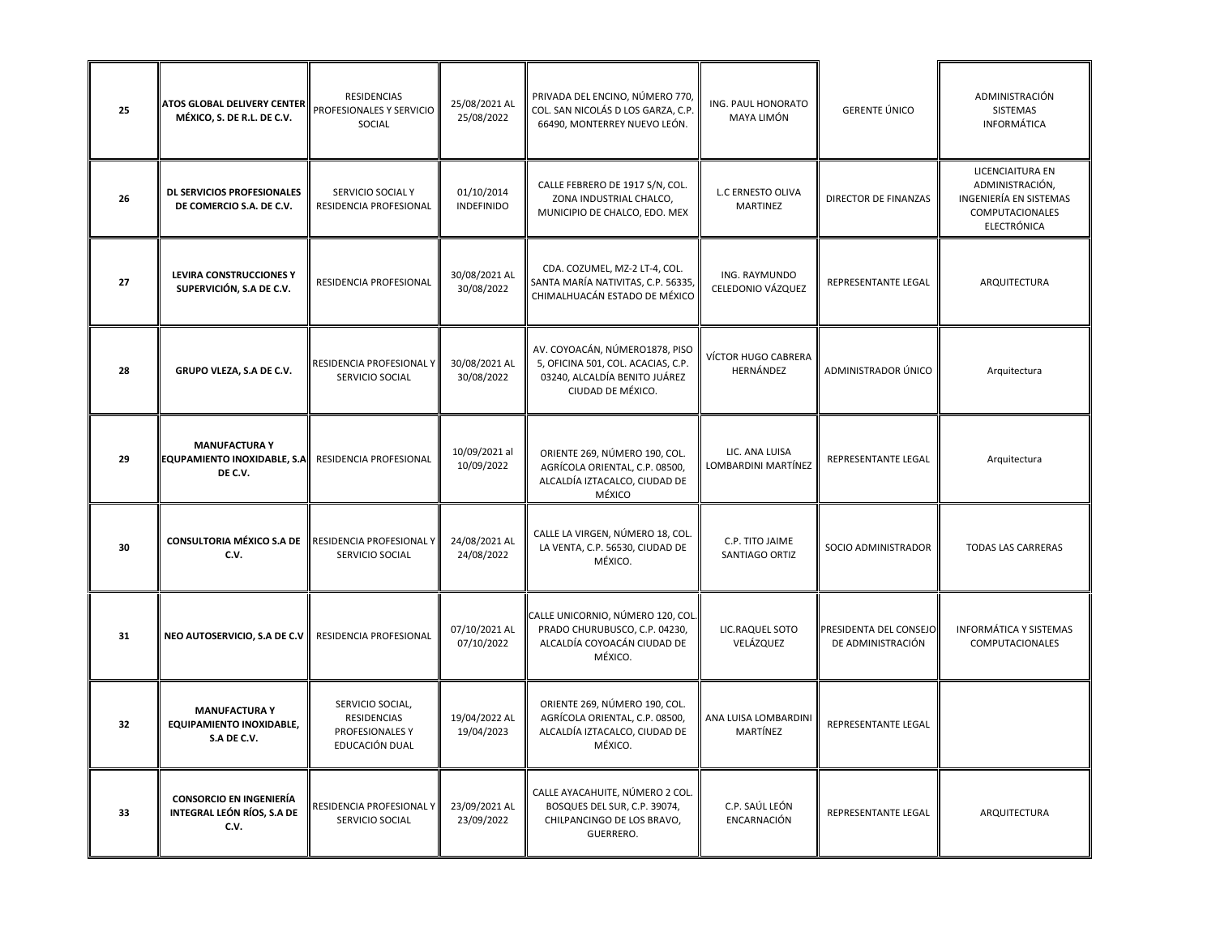| | | | | | | | |
|---|---|---|---|---|---|---|---|
| 25 | **ATOS GLOBAL DELIVERY CENTER MÉXICO, S. DE R.L. DE C.V.** | RESIDENCIAS PROFESIONALES Y SERVICIO SOCIAL | 25/08/2021 AL 25/08/2022 | PRIVADA DEL ENCINO, NÚMERO 770, COL. SAN NICOLÁS D LOS GARZA, C.P. 66490, MONTERREY NUEVO LEÓN. | ING. PAUL HONORATO MAYA LIMÓN | GERENTE ÚNICO | ADMINISTRACIÓN SISTEMAS INFORMÁTICA |
| 26 | **DL SERVICIOS PROFESIONALES DE COMERCIO S.A. DE C.V.** | SERVICIO SOCIAL Y RESIDENCIA PROFESIONAL | 01/10/2014 INDEFINIDO | CALLE FEBRERO DE 1917 S/N, COL. ZONA INDUSTRIAL CHALCO, MUNICIPIO DE CHALCO, EDO. MEX | L.C ERNESTO OLIVA MARTINEZ | DIRECTOR DE FINANZAS | LICENCIAITURA EN ADMINISTRACIÓN, INGENIERÍA EN SISTEMAS COMPUTACIONALES ELECTRÓNICA |
| 27 | **LEVIRA CONSTRUCCIONES Y SUPERVICIÓN, S.A DE C.V.** | RESIDENCIA PROFESIONAL | 30/08/2021 AL 30/08/2022 | CDA. COZUMEL, MZ-2 LT-4, COL. SANTA MARÍA NATIVITAS, C.P. 56335, CHIMALHUACÁN ESTADO DE MÉXICO | ING. RAYMUNDO CELEDONIO VÁZQUEZ | REPRESENTANTE LEGAL | ARQUITECTURA |
| 28 | **GRUPO VLEZA, S.A DE C.V.** | RESIDENCIA PROFESIONAL Y SERVICIO SOCIAL | 30/08/2021 AL 30/08/2022 | AV. COYOACÁN, NÚMERO1878, PISO 5, OFICINA 501, COL. ACACIAS, C.P. 03240, ALCALDÍA BENITO JUÁREZ CIUDAD DE MÉXICO. | VÍCTOR HUGO CABRERA HERNÁNDEZ | ADMINISTRADOR ÚNICO | Arquitectura |
| 29 | **MANUFACTURA Y EQUPAMIENTO INOXIDABLE, S.A DE C.V.** | RESIDENCIA PROFESIONAL | 10/09/2021 al 10/09/2022 | ORIENTE 269, NÚMERO 190, COL. AGRÍCOLA ORIENTAL, C.P. 08500, ALCALDÍA IZTACALCO, CIUDAD DE MÉXICO | LIC. ANA LUISA LOMBARDINI MARTÍNEZ | REPRESENTANTE LEGAL | Arquitectura |
| 30 | **CONSULTORIA MÉXICO S.A DE C.V.** | RESIDENCIA PROFESIONAL Y SERVICIO SOCIAL | 24/08/2021 AL 24/08/2022 | CALLE LA VIRGEN, NÚMERO 18, COL. LA VENTA, C.P. 56530, CIUDAD DE MÉXICO. | C.P. TITO JAIME SANTIAGO ORTIZ | SOCIO ADMINISTRADOR | TODAS LAS CARRERAS |
| 31 | **NEO AUTOSERVICIO, S.A DE C.V** | RESIDENCIA PROFESIONAL | 07/10/2021 AL 07/10/2022 | CALLE UNICORNIO, NÚMERO 120, COL. PRADO CHURUBUSCO, C.P. 04230, ALCALDÍA COYOACÁN CIUDAD DE MÉXICO. | LIC.RAQUEL SOTO VELÁZQUEZ | PRESIDENTA DEL CONSEJO DE ADMINISTRACIÓN | INFORMÁTICA Y SISTEMAS COMPUTACIONALES |
| 32 | **MANUFACTURA Y EQUIPAMIENTO INOXIDABLE, S.A DE C.V.** | SERVICIO SOCIAL, RESIDENCIAS PROFESIONALES Y EDUCACIÓN DUAL | 19/04/2022 AL 19/04/2023 | ORIENTE 269, NÚMERO 190, COL. AGRÍCOLA ORIENTAL, C.P. 08500, ALCALDÍA IZTACALCO, CIUDAD DE MÉXICO. | ANA LUISA LOMBARDINI MARTÍNEZ | REPRESENTANTE LEGAL | |
| 33 | **CONSORCIO EN INGENIERÍA INTEGRAL LEÓN RÍOS, S.A DE C.V.** | RESIDENCIA PROFESIONAL Y SERVICIO SOCIAL | 23/09/2021 AL 23/09/2022 | CALLE AYACAHUITE, NÚMERO 2 COL. BOSQUES DEL SUR, C.P. 39074, CHILPANCINGO DE LOS BRAVO, GUERRERO. | C.P. SAÚL LEÓN ENCARNACIÓN | REPRESENTANTE LEGAL | ARQUITECTURA |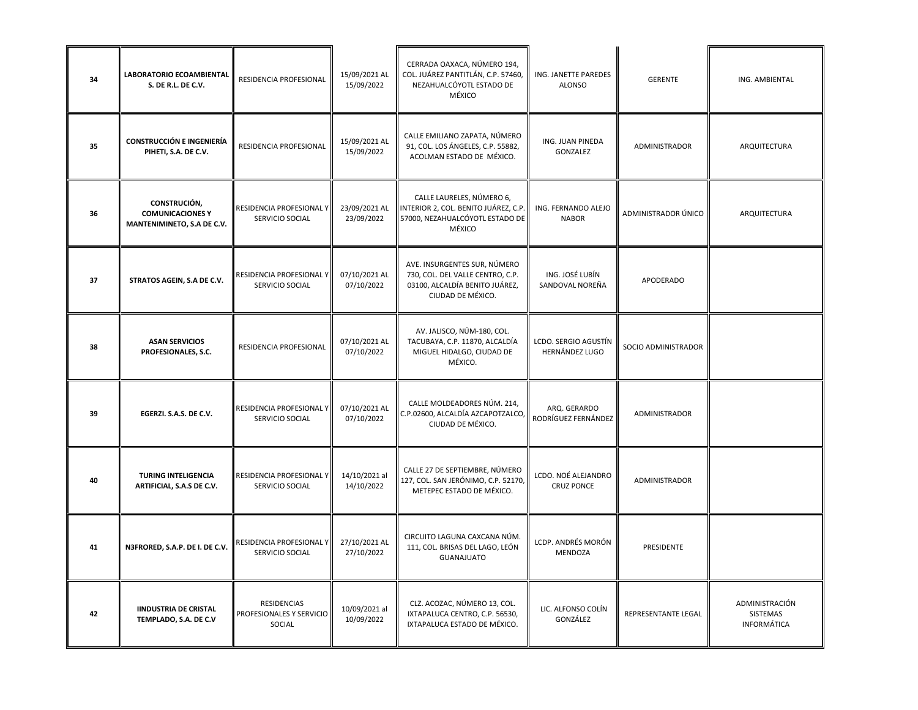| | | | | | | | |
|---|---|---|---|---|---|---|---|
| 34 | **LABORATORIO ECOAMBIENTAL S. DE R.L. DE C.V.** | RESIDENCIA PROFESIONAL | 15/09/2021 AL 15/09/2022 | CERRADA OAXACA, NÚMERO 194, COL. JUÁREZ PANTITLÁN, C.P. 57460, NEZAHUALCÓYOTL ESTADO DE MÉXICO | ING. JANETTE PAREDES ALONSO | GERENTE | ING. AMBIENTAL |
| 35 | **CONSTRUCCIÓN E INGENIERÍA PIHETI, S.A. DE C.V.** | RESIDENCIA PROFESIONAL | 15/09/2021 AL 15/09/2022 | CALLE EMILIANO ZAPATA, NÚMERO 91, COL. LOS ÁNGELES, C.P. 55882, ACOLMAN ESTADO DE MÉXICO. | ING. JUAN PINEDA GONZALEZ | ADMINISTRADOR | ARQUITECTURA |
| 36 | **CONSTRUCIÓN, COMUNICACIONES Y MANTENIMINETO, S.A DE C.V.** | RESIDENCIA PROFESIONAL Y SERVICIO SOCIAL | 23/09/2021 AL 23/09/2022 | CALLE LAURELES, NÚMERO 6, INTERIOR 2, COL. BENITO JUÁREZ, C.P. 57000, NEZAHUALCÓYOTL ESTADO DE MÉXICO | ING. FERNANDO ALEJO NABOR | ADMINISTRADOR ÚNICO | ARQUITECTURA |
| 37 | **STRATOS AGEIN, S.A DE C.V.** | RESIDENCIA PROFESIONAL Y SERVICIO SOCIAL | 07/10/2021 AL 07/10/2022 | AVE. INSURGENTES SUR, NÚMERO 730, COL. DEL VALLE CENTRO, C.P. 03100, ALCALDÍA BENITO JUÁREZ, CIUDAD DE MÉXICO. | ING. JOSÉ LUBÍN SANDOVAL NOREÑA | APODERADO | |
| 38 | **ASAN SERVICIOS PROFESIONALES, S.C.** | RESIDENCIA PROFESIONAL | 07/10/2021 AL 07/10/2022 | AV. JALISCO, NÚM-180, COL. TACUBAYA, C.P. 11870, ALCALDÍA MIGUEL HIDALGO, CIUDAD DE MÉXICO. | LCDO. SERGIO AGUSTÍN HERNÁNDEZ LUGO | SOCIO ADMINISTRADOR | |
| 39 | **EGERZI. S.A.S. DE C.V.** | RESIDENCIA PROFESIONAL Y SERVICIO SOCIAL | 07/10/2021 AL 07/10/2022 | CALLE MOLDEADORES NÚM. 214, C.P.02600, ALCALDÍA AZCAPOTZALCO, CIUDAD DE MÉXICO. | ARQ. GERARDO RODRÍGUEZ FERNÁNDEZ | ADMINISTRADOR | |
| 40 | **TURING INTELIGENCIA ARTIFICIAL, S.A.S DE C.V.** | RESIDENCIA PROFESIONAL Y SERVICIO SOCIAL | 14/10/2021 al 14/10/2022 | CALLE 27 DE SEPTIEMBRE, NÚMERO 127, COL. SAN JERÓNIMO, C.P. 52170, METEPEC ESTADO DE MÉXICO. | LCDO. NOÉ ALEJANDRO CRUZ PONCE | ADMINISTRADOR | |
| 41 | **N3FRORED, S.A.P. DE I. DE C.V.** | RESIDENCIA PROFESIONAL Y SERVICIO SOCIAL | 27/10/2021 AL 27/10/2022 | CIRCUITO LAGUNA CAXCANA NÚM. 111, COL. BRISAS DEL LAGO, LEÓN GUANAJUATO | LCDP. ANDRÉS MORÓN MENDOZA | PRESIDENTE | |
| 42 | **IINDUSTRIA DE CRISTAL TEMPLADO, S.A. DE C.V** | RESIDENCIAS PROFESIONALES Y SERVICIO SOCIAL | 10/09/2021 al 10/09/2022 | CLZ. ACOZAC, NÚMERO 13, COL. IXTAPALUCA CENTRO, C.P. 56530, IXTAPALUCA ESTADO DE MÉXICO. | LIC. ALFONSO COLÍN GONZÁLEZ | REPRESENTANTE LEGAL | ADMINISTRACIÓN SISTEMAS INFORMÁTICA |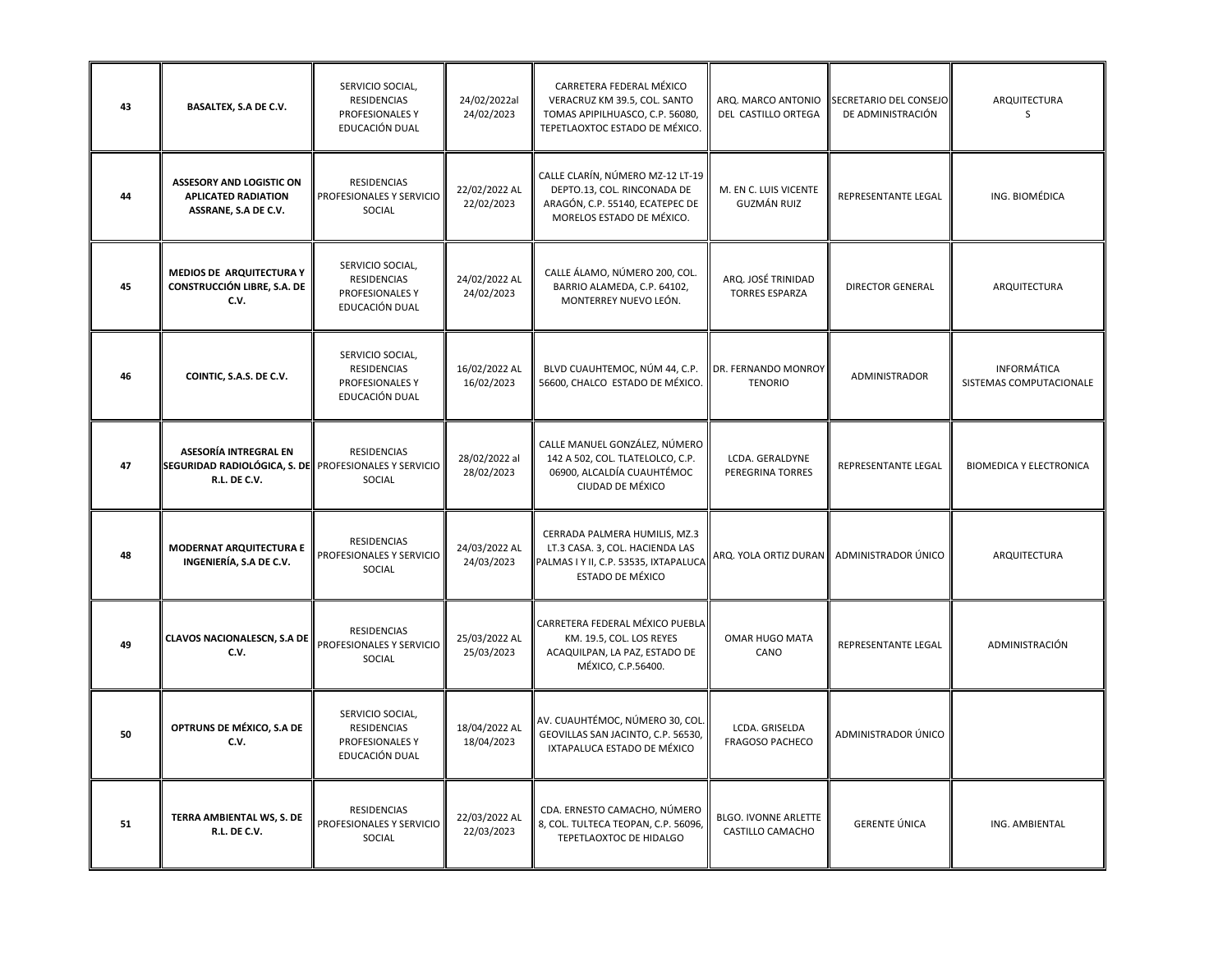| | | | | | | | |
|---|---|---|---|---|---|---|---|
| 43 | **BASALTEX, S.A DE C.V.** | SERVICIO SOCIAL, RESIDENCIAS PROFESIONALES Y EDUCACIÓN DUAL | 24/02/2022al 24/02/2023 | CARRETERA FEDERAL MÉXICO VERACRUZ KM 39.5, COL. SANTO TOMAS APIPILHUASCO, C.P. 56080, TEPETLAOXTOC ESTADO DE MÉXICO. | ARQ. MARCO ANTONIO DEL CASTILLO ORTEGA | SECRETARIO DEL CONSEJO DE ADMINISTRACIÓN | ARQUITECTURA S |
| 44 | **ASSESORY AND LOGISTIC ON APLICATED RADIATION ASSRANE, S.A DE C.V.** | RESIDENCIAS PROFESIONALES Y SERVICIO SOCIAL | 22/02/2022 AL 22/02/2023 | CALLE CLARÍN, NÚMERO MZ-12 LT-19 DEPTO.13, COL. RINCONADA DE ARAGÓN, C.P. 55140, ECATEPEC DE MORELOS ESTADO DE MÉXICO. | M. EN C. LUIS VICENTE GUZMÁN RUIZ | REPRESENTANTE LEGAL | ING. BIOMÉDICA |
| 45 | **MEDIOS DE ARQUITECTURA Y CONSTRUCCIÓN LIBRE, S.A. DE C.V.** | SERVICIO SOCIAL, RESIDENCIAS PROFESIONALES Y EDUCACIÓN DUAL | 24/02/2022 AL 24/02/2023 | CALLE ÁLAMO, NÚMERO 200, COL. BARRIO ALAMEDA, C.P. 64102, MONTERREY NUEVO LEÓN. | ARQ. JOSÉ TRINIDAD TORRES ESPARZA | DIRECTOR GENERAL | ARQUITECTURA |
| 46 | **COINTIC, S.A.S. DE C.V.** | SERVICIO SOCIAL, RESIDENCIAS PROFESIONALES Y EDUCACIÓN DUAL | 16/02/2022 AL 16/02/2023 | BLVD CUAUHTEMOC, NÚM 44, C.P. 56600, CHALCO ESTADO DE MÉXICO. | DR. FERNANDO MONROY TENORIO | ADMINISTRADOR | INFORMÁTICA SISTEMAS COMPUTACIONALE |
| 47 | **ASESORÍA INTREGRAL EN SEGURIDAD RADIOLÓGICA, S. DE R.L. DE C.V.** | RESIDENCIAS PROFESIONALES Y SERVICIO SOCIAL | 28/02/2022 al 28/02/2023 | CALLE MANUEL GONZÁLEZ, NÚMERO 142 A 502, COL. TLATELOLCO, C.P. 06900, ALCALDÍA CUAUHTÉMOC CIUDAD DE MÉXICO | LCDA. GERALDYNE PEREGRINA TORRES | REPRESENTANTE LEGAL | BIOMEDICA Y ELECTRONICA |
| 48 | **MODERNAT ARQUITECTURA E INGENIERÍA, S.A DE C.V.** | RESIDENCIAS PROFESIONALES Y SERVICIO SOCIAL | 24/03/2022 AL 24/03/2023 | CERRADA PALMERA HUMILIS, MZ.3 LT.3 CASA. 3, COL. HACIENDA LAS PALMAS I Y II, C.P. 53535, IXTAPALUCA ESTADO DE MÉXICO | ARQ. YOLA ORTIZ DURAN | ADMINISTRADOR ÚNICO | ARQUITECTURA |
| 49 | **CLAVOS NACIONALESCN, S.A DE C.V.** | RESIDENCIAS PROFESIONALES Y SERVICIO SOCIAL | 25/03/2022 AL 25/03/2023 | CARRETERA FEDERAL MÉXICO PUEBLA KM. 19.5, COL. LOS REYES ACAQUILPAN, LA PAZ, ESTADO DE MÉXICO, C.P.56400. | OMAR HUGO MATA CANO | REPRESENTANTE LEGAL | ADMINISTRACIÓN |
| 50 | **OPTRUNS DE MÉXICO, S.A DE C.V.** | SERVICIO SOCIAL, RESIDENCIAS PROFESIONALES Y EDUCACIÓN DUAL | 18/04/2022 AL 18/04/2023 | AV. CUAUHTÉMOC, NÚMERO 30, COL. GEOVILLAS SAN JACINTO, C.P. 56530, IXTAPALUCA ESTADO DE MÉXICO | LCDA. GRISELDA FRAGOSO PACHECO | ADMINISTRADOR ÚNICO | |
| 51 | **TERRA AMBIENTAL WS, S. DE R.L. DE C.V.** | RESIDENCIAS PROFESIONALES Y SERVICIO SOCIAL | 22/03/2022 AL 22/03/2023 | CDA. ERNESTO CAMACHO, NÚMERO 8, COL. TULTECA TEOPAN, C.P. 56096, TEPETLAOXTOC DE HIDALGO | BLGO. IVONNE ARLETTE CASTILLO CAMACHO | GERENTE ÚNICA | ING. AMBIENTAL |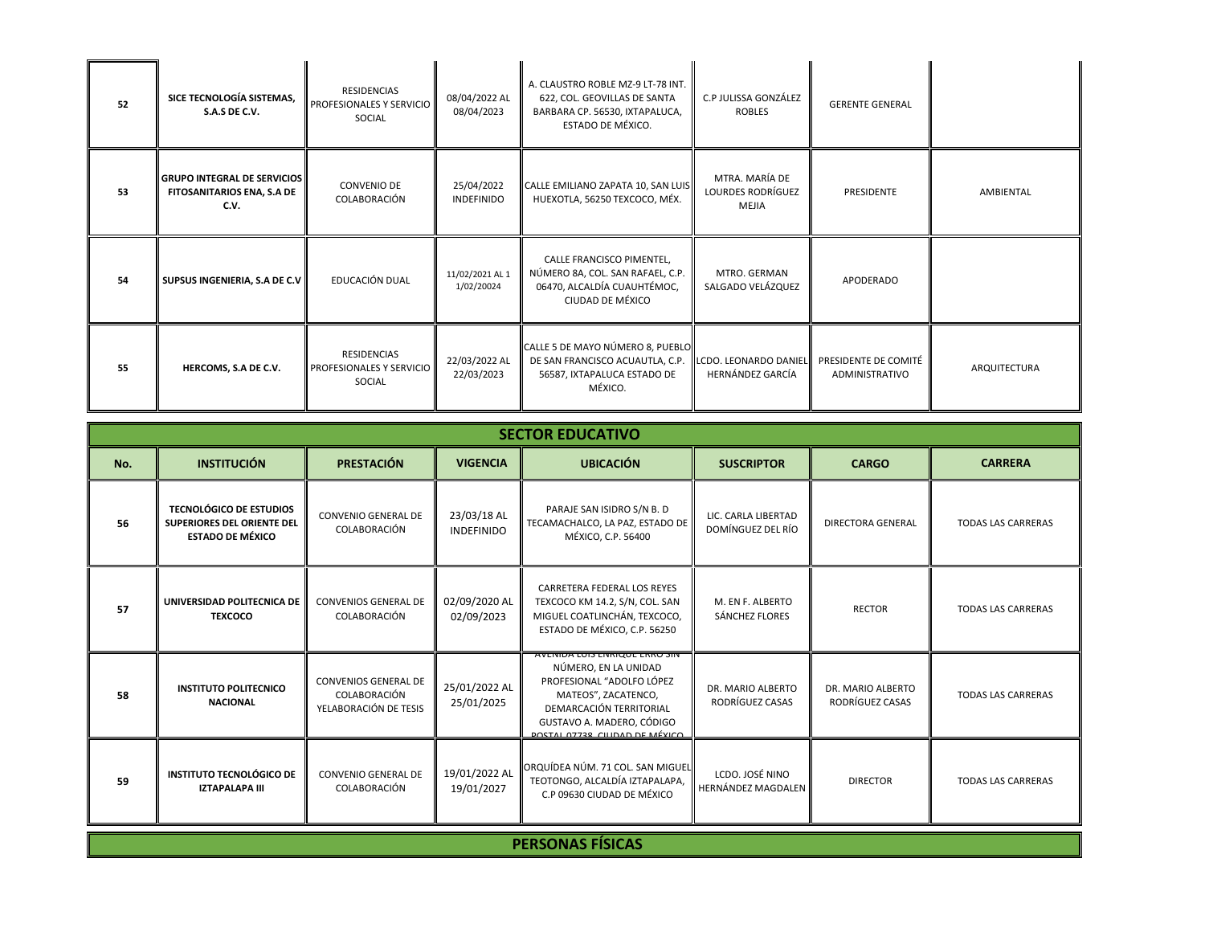| 52 | SICE TECNOLOGÍA SISTEMAS, S.A.S DE C.V. | RESIDENCIAS PROFESIONALES Y SERVICIO SOCIAL | 08/04/2022 AL 08/04/2023 | A. CLAUSTRO ROBLE MZ-9 LT-78 INT. 622, COL. GEOVILLAS DE SANTA BARBARA CP. 56530, IXTAPALUCA, ESTADO DE MÉXICO. | C.P JULISSA GONZÁLEZ ROBLES | GERENTE GENERAL | |
|---|---|---|---|---|---|---|---|
| 53 | GRUPO INTEGRAL DE SERVICIOS FITOSANITARIOS ENA, S.A DE C.V. | CONVENIO DE COLABORACIÓN | 25/04/2022 INDEFINIDO | CALLE EMILIANO ZAPATA 10, SAN LUIS HUEXOTLA, 56250 TEXCOCO, MÉX. | MTRA. MARÍA DE LOURDES RODRÍGUEZ MEJIA | PRESIDENTE | AMBIENTAL |
| 54 | SUPSUS INGENIERIA, S.A DE C.V | EDUCACIÓN DUAL | 11/02/2021 AL 1 1/02/20024 | CALLE FRANCISCO PIMENTEL, NÚMERO 8A, COL. SAN RAFAEL, C.P. 06470, ALCALDÍA CUAUHTÉMOC, CIUDAD DE MÉXICO | MTRO. GERMAN SALGADO VELÁZQUEZ | APODERADO | |
| 55 | HERCOMS, S.A DE C.V. | RESIDENCIAS PROFESIONALES Y SERVICIO SOCIAL | 22/03/2022 AL 22/03/2023 | CALLE 5 DE MAYO NÚMERO 8, PUEBLO DE SAN FRANCISCO ACUAUTLA, C.P. 56587, IXTAPALUCA ESTADO DE MÉXICO. | LCDO. LEONARDO DANIEL HERNÁNDEZ GARCÍA | PRESIDENTE DE COMITÉ ADMINISTRATIVO | ARQUITECTURA |

## SECTOR EDUCATIVO

| No. | INSTITUCIÓN | PRESTACIÓN | VIGENCIA | UBICACIÓN | SUSCRIPTOR | CARGO | CARRERA |
|---|---|---|---|---|---|---|---|
| 56 | TECNOLÓGICO DE ESTUDIOS SUPERIORES DEL ORIENTE DEL ESTADO DE MÉXICO | CONVENIO GENERAL DE COLABORACIÓN | 23/03/18 AL INDEFINIDO | PARAJE SAN ISIDRO S/N B. D TECAMACHALCO, LA PAZ, ESTADO DE MÉXICO, C.P. 56400 | LIC. CARLA LIBERTAD DOMÍNGUEZ DEL RÍO | DIRECTORA GENERAL | TODAS LAS CARRERAS |
| 57 | UNIVERSIDAD POLITECNICA DE TEXCOCO | CONVENIOS GENERAL DE COLABORACIÓN | 02/09/2020 AL 02/09/2023 | CARRETERA FEDERAL LOS REYES TEXCOCO KM 14.2, S/N, COL. SAN MIGUEL COATLINCHÁN, TEXCOCO, ESTADO DE MÉXICO, C.P. 56250 | M. EN F. ALBERTO SÁNCHEZ FLORES | RECTOR | TODAS LAS CARRERAS |
| 58 | INSTITUTO POLITECNICO NACIONAL | CONVENIOS GENERAL DE COLABORACIÓN YELABORACIÓN DE TESIS | 25/01/2022 AL 25/01/2025 | AVENIDA LUIS ENRIQUE ERRO SIN NÚMERO, EN LA UNIDAD PROFESIONAL "ADOLFO LÓPEZ MATEOS", ZACATENCO, DEMARCACIÓN TERRITORIAL GUSTAVO A. MADERO, CÓDIGO POSTAL 07738, CIUDAD DE MÉXICO | DR. MARIO ALBERTO RODRÍGUEZ CASAS | DR. MARIO ALBERTO RODRÍGUEZ CASAS | TODAS LAS CARRERAS |
| 59 | INSTITUTO TECNOLÓGICO DE IZTAPALAPA III | CONVENIO GENERAL DE COLABORACIÓN | 19/01/2022 AL 19/01/2027 | ORQUÍDEA NÚM. 71 COL. SAN MIGUEL TEOTONGO, ALCALDÍA IZTAPALAPA, C.P 09630 CIUDAD DE MÉXICO | LCDO. JOSÉ NINO HERNÁNDEZ MAGDALEN | DIRECTOR | TODAS LAS CARRERAS |

## PERSONAS FÍSICAS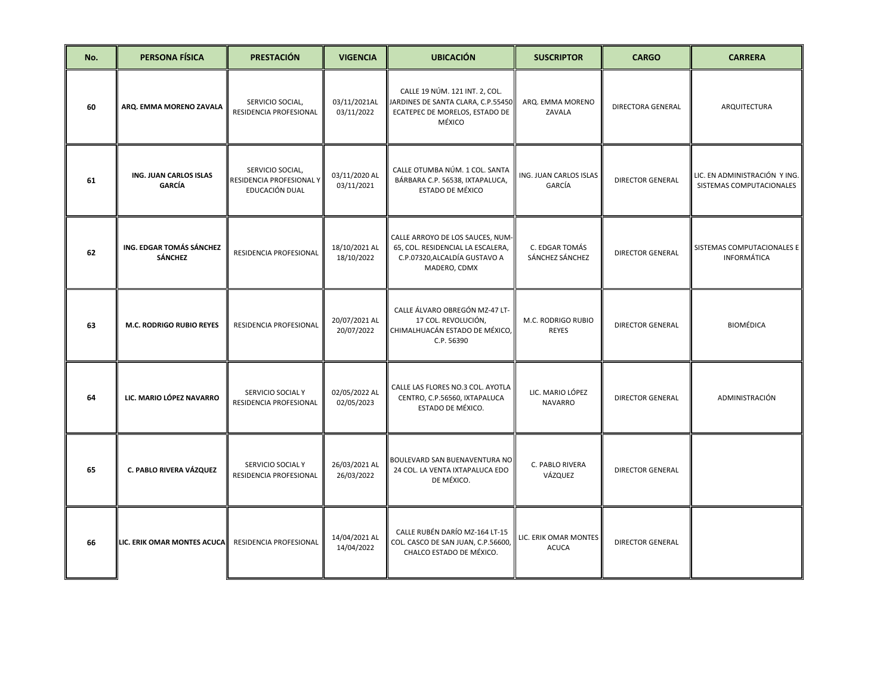| No. | PERSONA FÍSICA | PRESTACIÓN | VIGENCIA | UBICACIÓN | SUSCRIPTOR | CARGO | CARRERA |
| --- | --- | --- | --- | --- | --- | --- | --- |
| 60 | **ARQ. EMMA MORENO ZAVALA** | SERVICIO SOCIAL, RESIDENCIA PROFESIONAL | 03/11/2021AL 03/11/2022 | CALLE 19 NÚM. 121 INT. 2, COL. JARDINES DE SANTA CLARA, C.P.55450 ECATEPEC DE MORELOS, ESTADO DE MÉXICO | ARQ. EMMA MORENO ZAVALA | DIRECTORA GENERAL | ARQUITECTURA |
| 61 | **ING. JUAN CARLOS ISLAS GARCÍA** | SERVICIO SOCIAL, RESIDENCIA PROFESIONAL Y EDUCACIÓN DUAL | 03/11/2020 AL 03/11/2021 | CALLE OTUMBA NÚM. 1 COL. SANTA BÁRBARA C.P. 56538, IXTAPALUCA, ESTADO DE MÉXICO | ING. JUAN CARLOS ISLAS GARCÍA | DIRECTOR GENERAL | LIC. EN ADMINISTRACIÓN Y ING. SISTEMAS COMPUTACIONALES |
| 62 | **ING. EDGAR TOMÁS SÁNCHEZ SÁNCHEZ** | RESIDENCIA PROFESIONAL | 18/10/2021 AL 18/10/2022 | CALLE ARROYO DE LOS SAUCES, NUM-65, COL. RESIDENCIAL LA ESCALERA, C.P.07320,ALCALDÍA GUSTAVO A MADERO, CDMX | C. EDGAR TOMÁS SÁNCHEZ SÁNCHEZ | DIRECTOR GENERAL | SISTEMAS COMPUTACIONALES E INFORMÁTICA |
| 63 | **M.C. RODRIGO RUBIO REYES** | RESIDENCIA PROFESIONAL | 20/07/2021 AL 20/07/2022 | CALLE ÁLVARO OBREGÓN MZ-47 LT-17 COL. REVOLUCIÓN, CHIMALHUACÁN ESTADO DE MÉXICO, C.P. 56390 | M.C. RODRIGO RUBIO REYES | DIRECTOR GENERAL | BIOMÉDICA |
| 64 | **LIC. MARIO LÓPEZ NAVARRO** | SERVICIO SOCIAL Y RESIDENCIA PROFESIONAL | 02/05/2022 AL 02/05/2023 | CALLE LAS FLORES NO.3 COL. AYOTLA CENTRO, C.P.56560, IXTAPALUCA ESTADO DE MÉXICO. | LIC. MARIO LÓPEZ NAVARRO | DIRECTOR GENERAL | ADMINISTRACIÓN |
| 65 | **C. PABLO RIVERA VÁZQUEZ** | SERVICIO SOCIAL Y RESIDENCIA PROFESIONAL | 26/03/2021 AL 26/03/2022 | BOULEVARD SAN BUENAVENTURA NO 24 COL. LA VENTA IXTAPALUCA EDO DE MÉXICO. | C. PABLO RIVERA VÁZQUEZ | DIRECTOR GENERAL | |
| 66 | **LIC. ERIK OMAR MONTES ACUCA** | RESIDENCIA PROFESIONAL | 14/04/2021 AL 14/04/2022 | CALLE RUBÉN DARÍO MZ-164 LT-15 COL. CASCO DE SAN JUAN, C.P.56600, CHALCO ESTADO DE MÉXICO. | LIC. ERIK OMAR MONTES ACUCA | DIRECTOR GENERAL | |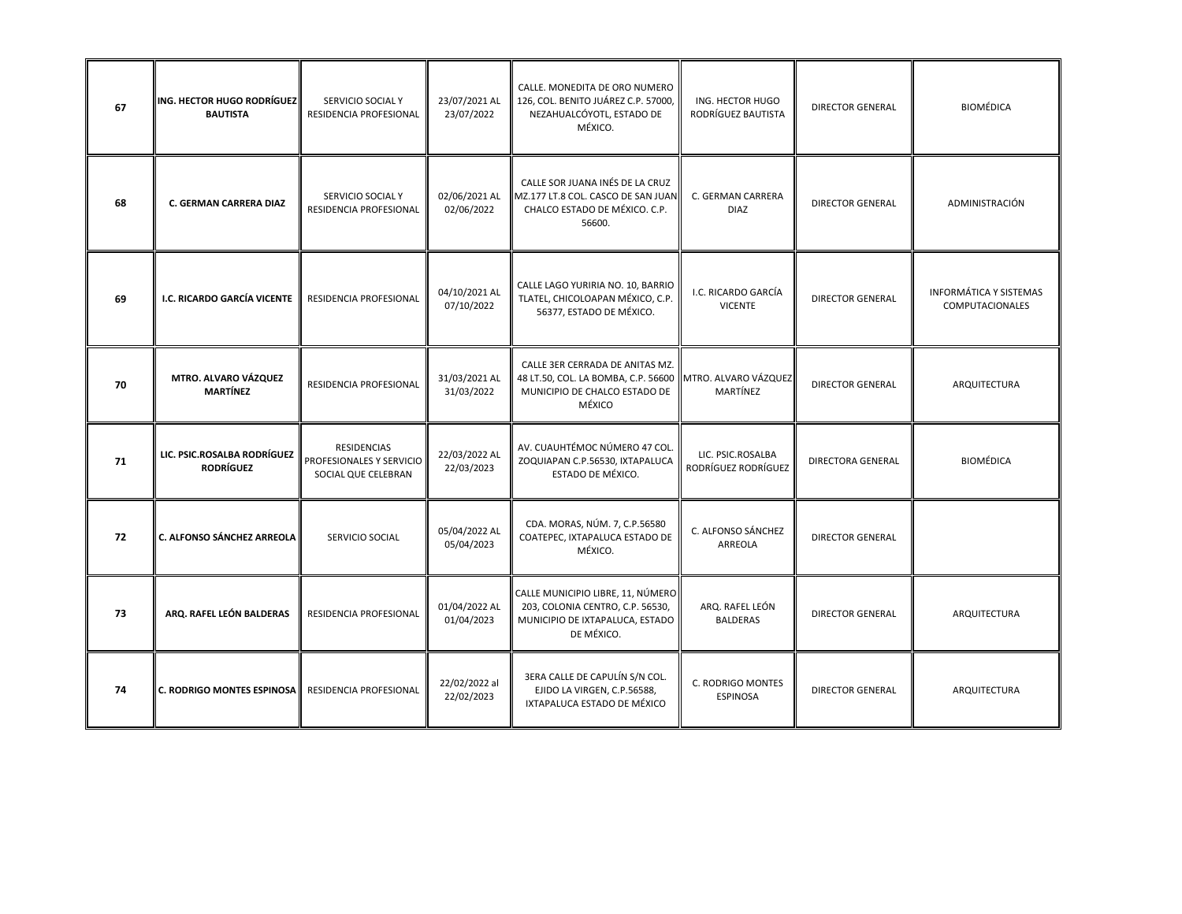| | | | | | | | |
|---|---|---|---|---|---|---|---|
| 67 | **ING. HECTOR HUGO RODRÍGUEZ BAUTISTA** | SERVICIO SOCIAL Y RESIDENCIA PROFESIONAL | 23/07/2021 AL 23/07/2022 | CALLE. MONEDITA DE ORO NUMERO 126, COL. BENITO JUÁREZ C.P. 57000, NEZAHUALCÓYOTL, ESTADO DE MÉXICO. | ING. HECTOR HUGO RODRÍGUEZ BAUTISTA | DIRECTOR GENERAL | BIOMÉDICA |
| 68 | **C. GERMAN CARRERA DIAZ** | SERVICIO SOCIAL Y RESIDENCIA PROFESIONAL | 02/06/2021 AL 02/06/2022 | CALLE SOR JUANA INÉS DE LA CRUZ MZ.177 LT.8 COL. CASCO DE SAN JUAN CHALCO ESTADO DE MÉXICO. C.P. 56600. | C. GERMAN CARRERA DIAZ | DIRECTOR GENERAL | ADMINISTRACIÓN |
| 69 | **I.C. RICARDO GARCÍA VICENTE** | RESIDENCIA PROFESIONAL | 04/10/2021 AL 07/10/2022 | CALLE LAGO YURIRIA NO. 10, BARRIO TLATEL, CHICOLOAPAN MÉXICO, C.P. 56377, ESTADO DE MÉXICO. | I.C. RICARDO GARCÍA VICENTE | DIRECTOR GENERAL | INFORMÁTICA Y SISTEMAS COMPUTACIONALES |
| 70 | **MTRO. ALVARO VÁZQUEZ MARTÍNEZ** | RESIDENCIA PROFESIONAL | 31/03/2021 AL 31/03/2022 | CALLE 3ER CERRADA DE ANITAS MZ. 48 LT.50, COL. LA BOMBA, C.P. 56600 MUNICIPIO DE CHALCO ESTADO DE MÉXICO | MTRO. ALVARO VÁZQUEZ MARTÍNEZ | DIRECTOR GENERAL | ARQUITECTURA |
| 71 | **LIC. PSIC.ROSALBA RODRÍGUEZ RODRÍGUEZ** | RESIDENCIAS PROFESIONALES Y SERVICIO SOCIAL QUE CELEBRAN | 22/03/2022 AL 22/03/2023 | AV. CUAUHTÉMOC NÚMERO 47 COL. ZOQUIAPAN C.P.56530, IXTAPALUCA ESTADO DE MÉXICO. | LIC. PSIC.ROSALBA RODRÍGUEZ RODRÍGUEZ | DIRECTORA GENERAL | BIOMÉDICA |
| 72 | **C. ALFONSO SÁNCHEZ ARREOLA** | SERVICIO SOCIAL | 05/04/2022 AL 05/04/2023 | CDA. MORAS, NÚM. 7, C.P.56580 COATEPEC, IXTAPALUCA ESTADO DE MÉXICO. | C. ALFONSO SÁNCHEZ ARREOLA | DIRECTOR GENERAL | |
| 73 | **ARQ. RAFEL LEÓN BALDERAS** | RESIDENCIA PROFESIONAL | 01/04/2022 AL 01/04/2023 | CALLE MUNICIPIO LIBRE, 11, NÚMERO 203, COLONIA CENTRO, C.P. 56530, MUNICIPIO DE IXTAPALUCA, ESTADO DE MÉXICO. | ARQ. RAFEL LEÓN BALDERAS | DIRECTOR GENERAL | ARQUITECTURA |
| 74 | **C. RODRIGO MONTES ESPINOSA** | RESIDENCIA PROFESIONAL | 22/02/2022 al 22/02/2023 | 3ERA CALLE DE CAPULÍN S/N COL. EJIDO LA VIRGEN, C.P.56588, IXTAPALUCA ESTADO DE MÉXICO | C. RODRIGO MONTES ESPINOSA | DIRECTOR GENERAL | ARQUITECTURA |